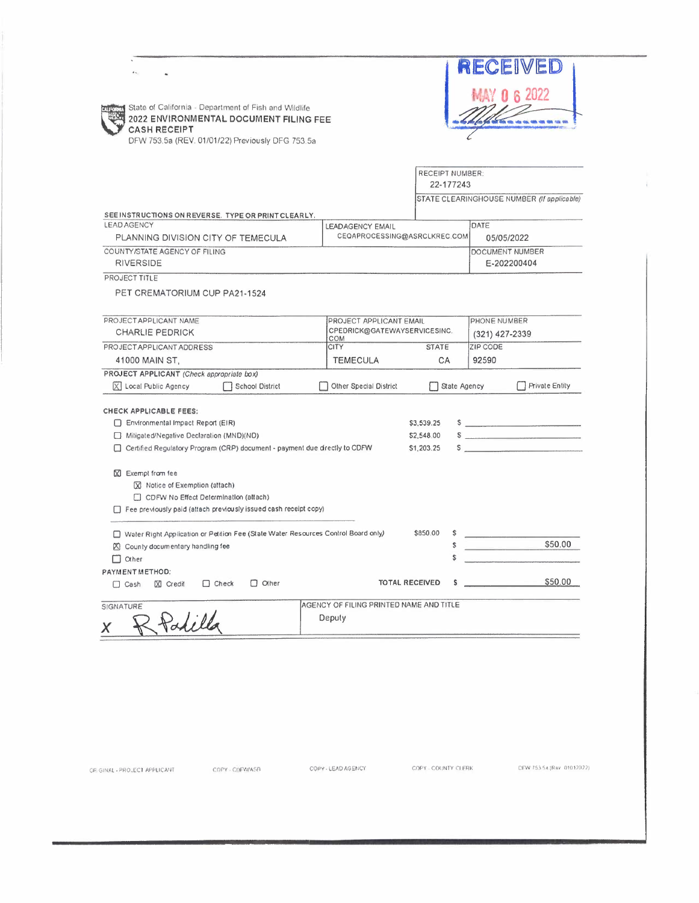State of California - Department of Fish and Wildlife
**2022 ENVIRONMENTAL DOCUMENT FILING FEE CASH RECEIPT**
DFW 753.5a (REV. 01/01/22) Previously DFG 753.5a

RECEIVED
MAY 06 2022

RECEIPT NUMBER: 22-177243

STATE CLEARINGHOUSE NUMBER *(If applicable)*

SEE INSTRUCTIONS ON REVERSE. TYPE OR PRINT CLEARLY.

| LEAD AGENCY | LEADAGENCY EMAIL | DATE |
|---|---|---|
| PLANNING DIVISION CITY OF TEMECULA | CEQAPROCESSING@ASRCLKREC.COM | 05/05/2022 |

| COUNTY/STATE AGENCY OF FILING | DOCUMENT NUMBER |
|---|---|
| RIVERSIDE | E-202200404 |

PROJECT TITLE
PET CREMATORIUM CUP PA21-1524

| PROJECT APPLICANT NAME | PROJECT APPLICANT EMAIL | PHONE NUMBER |
|---|---|---|
| CHARLIE PEDRICK | CPEDRICK@GATEWAYSERVICESINC.COM | (321) 427-2339 |

| PROJECT APPLICANT ADDRESS | CITY | STATE | ZIP CODE |
|---|---|---|---|
| 41000 MAIN ST, | TEMECULA | CA | 92590 |

PROJECT APPLICANT *(Check appropriate box)*

- [x] Local Public Agency
- [ ] School District
- [ ] Other Special District
- [ ] State Agency
- [ ] Private Entity

**CHECK APPLICABLE FEES:**

| | | |
|---|---|---|
| [ ] Environmental Impact Report (EIR) | $3,539.25 | $ |
| [ ] Mitigated/Negative Declaration (MND)(ND) | $2,548.00 | $ |
| [ ] Certified Regulatory Program (CRP) document - payment due directly to CDFW | $1,203.25 | $ |

- [x] Exempt from fee
  - [x] Notice of Exemption (attach)
  - [ ] CDFW No Effect Determination (attach)
- [ ] Fee previously paid (attach previously issued cash receipt copy)

| | | |
|---|---|---|
| [ ] Water Right Application or Petition Fee (State Water Resources Control Board only) | $850.00 | $ |
| [x] County documentary handling fee | | $ $50.00 |
| [ ] Other | | $ |

PAYMENT METHOD:
- [ ] Cash
- [x] Credit
- [ ] Check
- [ ] Other

TOTAL RECEIVED $ $50.00

| SIGNATURE | AGENCY OF FILING PRINTED NAME AND TITLE |
|---|---|
| X R Padilla | Deputy |

ORIGINAL - PROJECT APPLICANT     COPY - CDFW/ASB     COPY - LEAD AGENCY     COPY - COUNTY CLERK     DFW 753.5a (Rev. 01012022)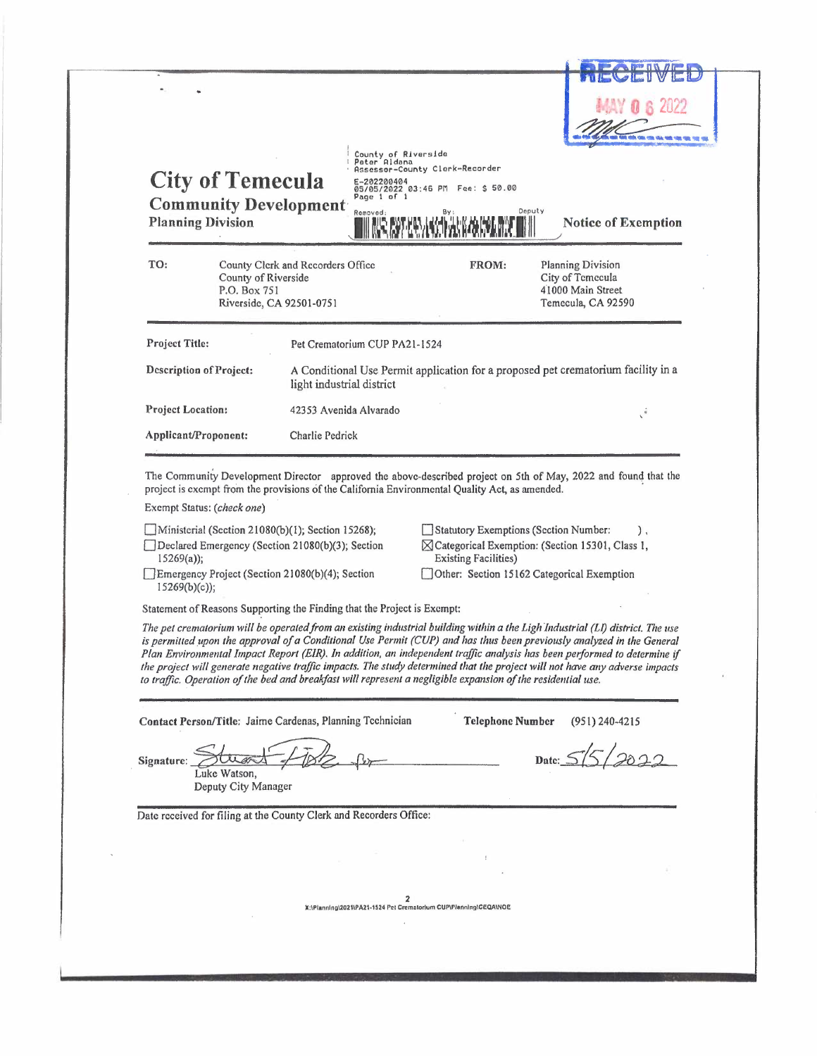RECEIVED
MAY 0 6 2022

County of Riverside
Peter Aldana
Assessor-County Clerk-Recorder
E-202200404
05/05/2022 03:46 PM Fee: $ 50.00
Page 1 of 1
Removed: By: Deputy

# City of Temecula

## Community Development

### Planning Division

**Notice of Exemption**

| | | | |
|---|---|---|---|
| **TO:** | County Clerk and Recorders Office<br>County of Riverside<br>P.O. Box 751<br>Riverside, CA 92501-0751 | **FROM:** | Planning Division<br>City of Temecula<br>41000 Main Street<br>Temecula, CA 92590 |

| | |
|---|---|
| **Project Title:** | Pet Crematorium CUP PA21-1524 |
| **Description of Project:** | A Conditional Use Permit application for a proposed pet crematorium facility in a light industrial district |
| **Project Location:** | 42353 Avenida Alvarado |
| **Applicant/Proponent:** | Charlie Pedrick |

The Community Development Director approved the above-described project on 5th of May, 2022 and found that the project is exempt from the provisions of the California Environmental Quality Act, as amended.

Exempt Status: (*check one*)

- ☐ Ministerial (Section 21080(b)(1); Section 15268);
- ☐ Declared Emergency (Section 21080(b)(3); Section 15269(a));
- ☐ Emergency Project (Section 21080(b)(4); Section 15269(b)(c));
- ☐ Statutory Exemptions (Section Number: ).
- ☒ Categorical Exemption: (Section 15301, Class 1, Existing Facilities)
- ☐ Other: Section 15162 Categorical Exemption

Statement of Reasons Supporting the Finding that the Project is Exempt:

*The pet crematorium will be operated from an existing industrial building within a the Ligh Industrial (LI) district. The use is permitted upon the approval of a Conditional Use Permit (CUP) and has thus been previously analyzed in the General Plan Environmental Impact Report (EIR). In addition, an independent traffic analysis has been performed to determine if the project will generate negative traffic impacts. The study determined that the project will not have any adverse impacts to traffic. Operation of the bed and breakfast will represent a negligible expansion of the residential use.*

**Contact Person/Title:** Jaime Cardenas, Planning Technician **Telephone Number** (951) 240-4215

Signature: [signature] for
Luke Watson,
Deputy City Manager

Date: 5/5/2022

Date received for filing at the County Clerk and Recorders Office:

X:\Planning\2021\PA21-1524 Pet Crematorium CUP\Planning\CEQA\NOE